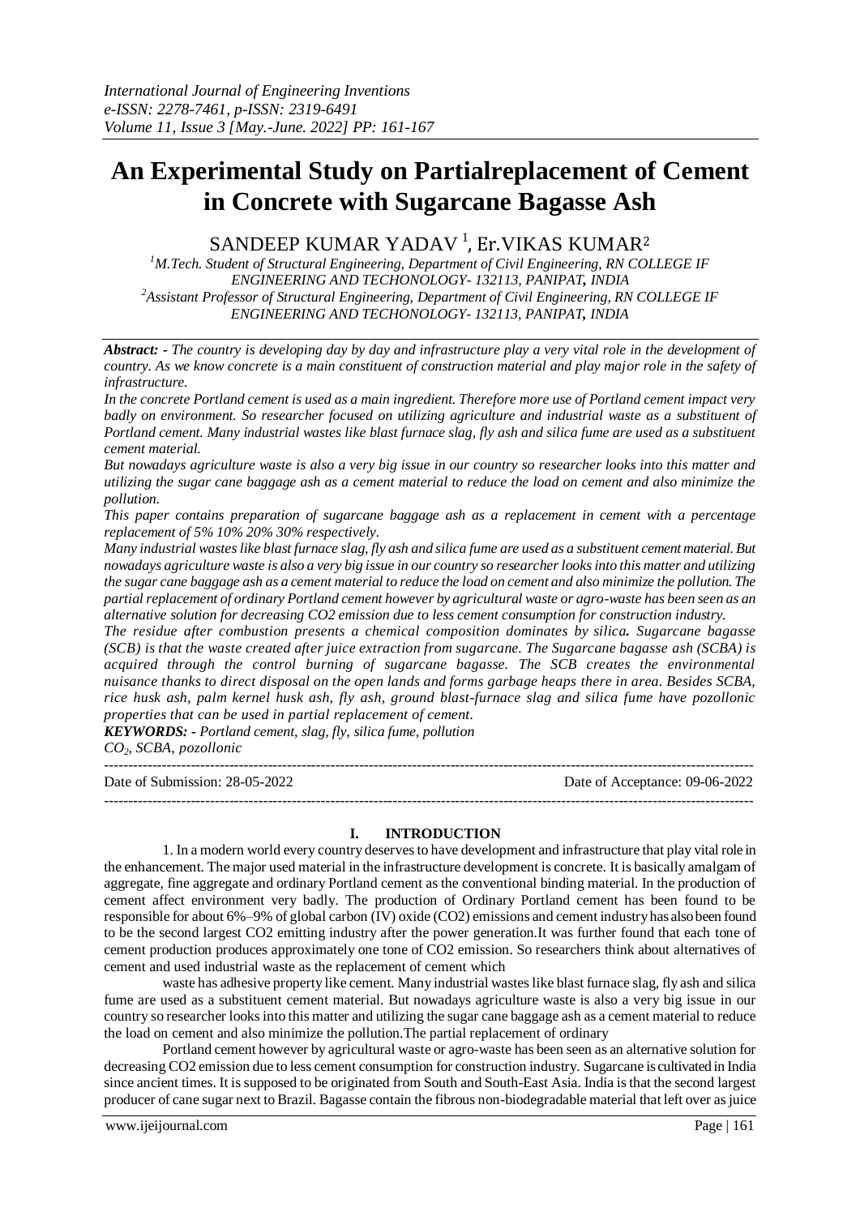*International Journal of Engineering Inventions*
*e-ISSN: 2278-7461, p-ISSN: 2319-6491*
*Volume 11, Issue 3 [May.-June. 2022] PP: 161-167*

# An Experimental Study on Partialreplacement of Cement in Concrete with Sugarcane Bagasse Ash

SANDEEP KUMAR YADAV [1], Er.VIKAS KUMAR[2]

[1]*M.Tech. Student of Structural Engineering, Department of Civil Engineering, RN COLLEGE IF ENGINEERING AND TECHONOLOGY- 132113, PANIPAT, INDIA*
[2]*Assistant Professor of Structural Engineering, Department of Civil Engineering, RN COLLEGE IF ENGINEERING AND TECHONOLOGY- 132113, PANIPAT, INDIA*

***Abstract: -*** *The country is developing day by day and infrastructure play a very vital role in the development of country. As we know concrete is a main constituent of construction material and play major role in the safety of infrastructure.*

*In the concrete Portland cement is used as a main ingredient. Therefore more use of Portland cement impact very badly on environment. So researcher focused on utilizing agriculture and industrial waste as a substituent of Portland cement. Many industrial wastes like blast furnace slag, fly ash and silica fume are used as a substituent cement material.*

*But nowadays agriculture waste is also a very big issue in our country so researcher looks into this matter and utilizing the sugar cane baggage ash as a cement material to reduce the load on cement and also minimize the pollution.*

*This paper contains preparation of sugarcane baggage ash as a replacement in cement with a percentage replacement of 5% 10% 20% 30% respectively.*

*Many industrial wastes like blast furnace slag, fly ash and silica fume are used as a substituent cement material. But nowadays agriculture waste is also a very big issue in our country so researcher looks into this matter and utilizing the sugar cane baggage ash as a cement material to reduce the load on cement and also minimize the pollution. The partial replacement of ordinary Portland cement however by agricultural waste or agro-waste has been seen as an alternative solution for decreasing CO2 emission due to less cement consumption for construction industry.*

*The residue after combustion presents a chemical composition dominates by silica. Sugarcane bagasse (SCB) is that the waste created after juice extraction from sugarcane. The Sugarcane bagasse ash (SCBA) is acquired through the control burning of sugarcane bagasse. The SCB creates the environmental nuisance thanks to direct disposal on the open lands and forms garbage heaps there in area. Besides SCBA, rice husk ash, palm kernel husk ash, fly ash, ground blast-furnace slag and silica fume have pozollonic properties that can be used in partial replacement of cement.*

***KEYWORDS: -*** *Portland cement, slag, fly, silica fume, pollution*
*$CO_2$, SCBA, pozollonic*

---

Date of Submission: 28-05-2022 Date of Acceptance: 09-06-2022

---

## I. INTRODUCTION

1. In a modern world every country deserves to have development and infrastructure that play vital role in the enhancement. The major used material in the infrastructure development is concrete. It is basically amalgam of aggregate, fine aggregate and ordinary Portland cement as the conventional binding material. In the production of cement affect environment very badly. The production of Ordinary Portland cement has been found to be responsible for about 6%–9% of global carbon (IV) oxide (CO2) emissions and cement industry has also been found to be the second largest CO2 emitting industry after the power generation.It was further found that each tone of cement production produces approximately one tone of CO2 emission. So researchers think about alternatives of cement and used industrial waste as the replacement of cement which

waste has adhesive property like cement. Many industrial wastes like blast furnace slag, fly ash and silica fume are used as a substituent cement material. But nowadays agriculture waste is also a very big issue in our country so researcher looks into this matter and utilizing the sugar cane baggage ash as a cement material to reduce the load on cement and also minimize the pollution.The partial replacement of ordinary

Portland cement however by agricultural waste or agro-waste has been seen as an alternative solution for decreasing CO2 emission due to less cement consumption for construction industry. Sugarcane is cultivated in India since ancient times. It is supposed to be originated from South and South-East Asia. India is that the second largest producer of cane sugar next to Brazil. Bagasse contain the fibrous non-biodegradable material that left over as juice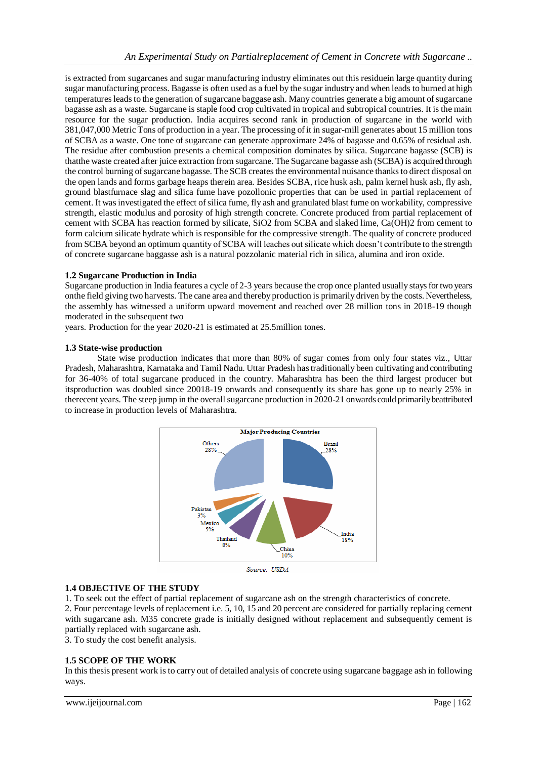is extracted from sugarcanes and sugar manufacturing industry eliminates out this residuein large quantity during sugar manufacturing process. Bagasse is often used as a fuel by the sugar industry and when leads to burned at high temperatures leads to the generation of sugarcane baggase ash. Many countries generate a big amount of sugarcane bagasse ash as a waste. Sugarcane is staple food crop cultivated in tropical and subtropical countries. It is the main resource for the sugar production. India acquires second rank in production of sugarcane in the world with 381,047,000 Metric Tons of production in a year. The processing of it in sugar-mill generates about 15 million tons of SCBA as a waste. One tone of sugarcane can generate approximate 24% of bagasse and 0.65% of residual ash. The residue after combustion presents a chemical composition dominates by silica. Sugarcane bagasse (SCB) is thatthe waste created after juice extraction from sugarcane. The Sugarcane bagasse ash (SCBA) is acquired through the control burning of sugarcane bagasse. The SCB creates the environmental nuisance thanks to direct disposal on the open lands and forms garbage heaps therein area. Besides SCBA, rice husk ash, palm kernel husk ash, fly ash, ground blastfurnace slag and silica fume have pozollonic properties that can be used in partial replacement of cement. It was investigated the effect of silica fume, fly ash and granulated blast fume on workability, compressive strength, elastic modulus and porosity of high strength concrete. Concrete produced from partial replacement of cement with SCBA has reaction formed by silicate, $SiO2$ from SCBA and slaked lime, $Ca(OH)2$ from cement to form calcium silicate hydrate which is responsible for the compressive strength. The quality of concrete produced from SCBA beyond an optimum quantity of SCBA will leaches out silicate which doesn't contribute to the strength of concrete sugarcane baggasse ash is a natural pozzolanic material rich in silica, alumina and iron oxide.

### 1.2 Sugarcane Production in India

Sugarcane production in India features a cycle of 2-3 years because the crop once planted usually stays for two years onthe field giving two harvests. The cane area and thereby production is primarily driven by the costs. Nevertheless, the assembly has witnessed a uniform upward movement and reached over 28 million tons in 2018-19 though moderated in the subsequent two

years. Production for the year 2020-21 is estimated at 25.5million tones.

### 1.3 State-wise production

State wise production indicates that more than 80% of sugar comes from only four states viz., Uttar Pradesh, Maharashtra, Karnataka and Tamil Nadu. Uttar Pradesh has traditionally been cultivating and contributing for 36-40% of total sugarcane produced in the country. Maharashtra has been the third largest producer but itsproduction was doubled since 20018-19 onwards and consequently its share has gone up to nearly 25% in therecent years. The steep jump in the overall sugarcane production in 2020-21 onwards could primarily beattributed to increase in production levels of Maharashtra.

**Major Producing Countries**

| Country | Share |
|---|---|
| Brazil | 28% |
| India | 18% |
| China | 10% |
| Thailand | 8% |
| Mexico | 5% |
| Pakistan | 3% |
| Others | 28% |

*Source: USDA*

### 1.4 OBJECTIVE OF THE STUDY

1. To seek out the effect of partial replacement of sugarcane ash on the strength characteristics of concrete.
2. Four percentage levels of replacement i.e. 5, 10, 15 and 20 percent are considered for partially replacing cement with sugarcane ash. M35 concrete grade is initially designed without replacement and subsequently cement is partially replaced with sugarcane ash.
3. To study the cost benefit analysis.

### 1.5 SCOPE OF THE WORK

In this thesis present work is to carry out of detailed analysis of concrete using sugarcane baggase ash in following ways.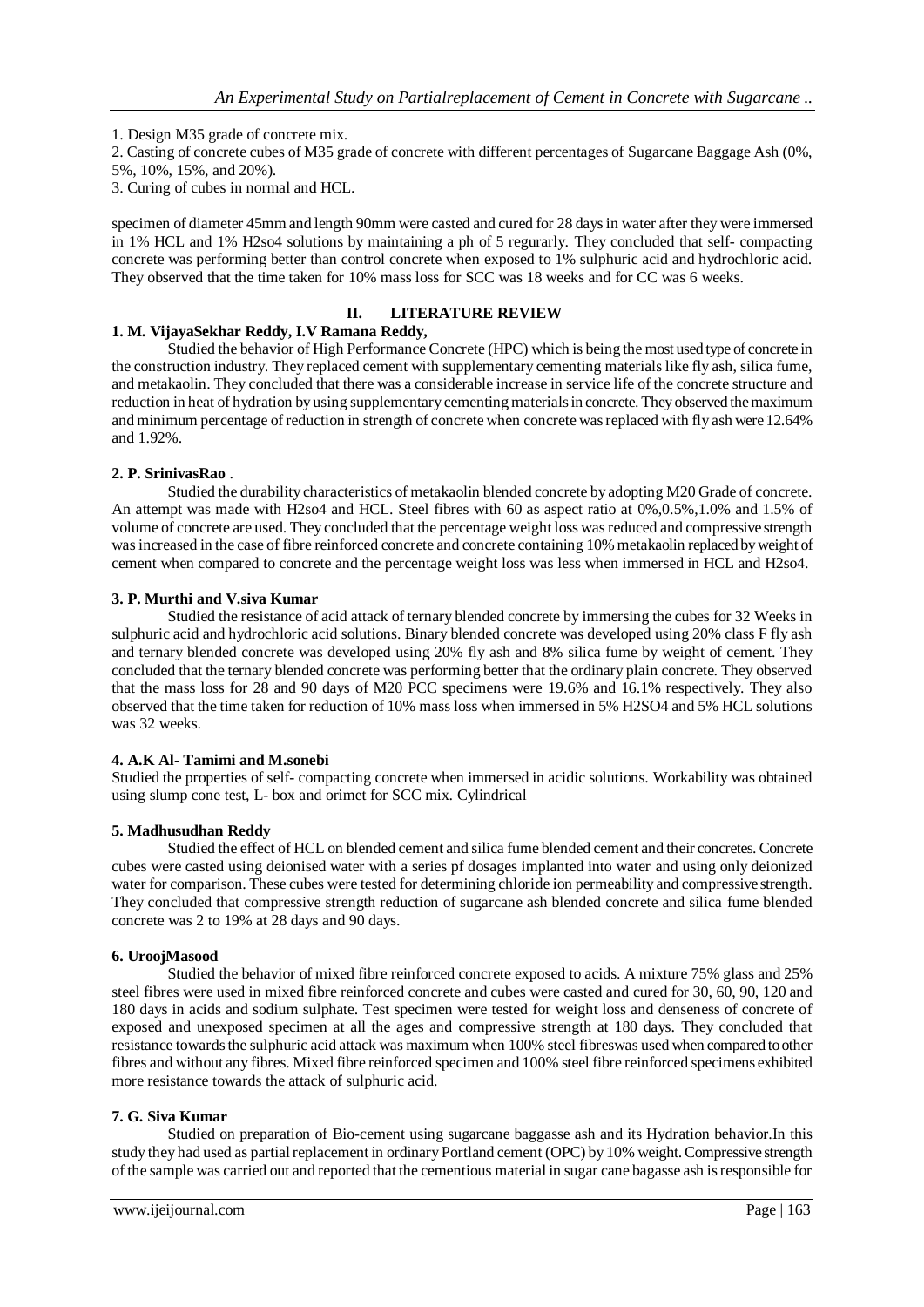1. Design M35 grade of concrete mix.
2. Casting of concrete cubes of M35 grade of concrete with different percentages of Sugarcane Baggage Ash (0%, 5%, 10%, 15%, and 20%).
3. Curing of cubes in normal and HCL.

specimen of diameter 45mm and length 90mm were casted and cured for 28 days in water after they were immersed in 1% HCL and 1% H2so4 solutions by maintaining a ph of 5 regurarly. They concluded that self- compacting concrete was performing better than control concrete when exposed to 1% sulphuric acid and hydrochloric acid. They observed that the time taken for 10% mass loss for SCC was 18 weeks and for CC was 6 weeks.

## II. LITERATURE REVIEW

### 1. M. VijayaSekhar Reddy, I.V Ramana Reddy,

Studied the behavior of High Performance Concrete (HPC) which is being the most used type of concrete in the construction industry. They replaced cement with supplementary cementing materials like fly ash, silica fume, and metakaolin. They concluded that there was a considerable increase in service life of the concrete structure and reduction in heat of hydration by using supplementary cementing materials in concrete. They observed the maximum and minimum percentage of reduction in strength of concrete when concrete was replaced with fly ash were 12.64% and 1.92%.

### 2. P. SrinivasRao .

Studied the durability characteristics of metakaolin blended concrete by adopting M20 Grade of concrete. An attempt was made with H2so4 and HCL. Steel fibres with 60 as aspect ratio at 0%,0.5%,1.0% and 1.5% of volume of concrete are used. They concluded that the percentage weight loss was reduced and compressive strength was increased in the case of fibre reinforced concrete and concrete containing 10% metakaolin replaced by weight of cement when compared to concrete and the percentage weight loss was less when immersed in HCL and H2so4.

### 3. P. Murthi and V.siva Kumar

Studied the resistance of acid attack of ternary blended concrete by immersing the cubes for 32 Weeks in sulphuric acid and hydrochloric acid solutions. Binary blended concrete was developed using 20% class F fly ash and ternary blended concrete was developed using 20% fly ash and 8% silica fume by weight of cement. They concluded that the ternary blended concrete was performing better that the ordinary plain concrete. They observed that the mass loss for 28 and 90 days of M20 PCC specimens were 19.6% and 16.1% respectively. They also observed that the time taken for reduction of 10% mass loss when immersed in 5% H2SO4 and 5% HCL solutions was 32 weeks.

### 4. A.K Al- Tamimi and M.sonebi

Studied the properties of self- compacting concrete when immersed in acidic solutions. Workability was obtained using slump cone test, L- box and orimet for SCC mix. Cylindrical

### 5. Madhusudhan Reddy

Studied the effect of HCL on blended cement and silica fume blended cement and their concretes. Concrete cubes were casted using deionised water with a series pf dosages implanted into water and using only deionized water for comparison. These cubes were tested for determining chloride ion permeability and compressive strength. They concluded that compressive strength reduction of sugarcane ash blended concrete and silica fume blended concrete was 2 to 19% at 28 days and 90 days.

### 6. UroojMasood

Studied the behavior of mixed fibre reinforced concrete exposed to acids. A mixture 75% glass and 25% steel fibres were used in mixed fibre reinforced concrete and cubes were casted and cured for 30, 60, 90, 120 and 180 days in acids and sodium sulphate. Test specimen were tested for weight loss and denseness of concrete of exposed and unexposed specimen at all the ages and compressive strength at 180 days. They concluded that resistance towards the sulphuric acid attack was maximum when 100% steel fibreswas used when compared to other fibres and without any fibres. Mixed fibre reinforced specimen and 100% steel fibre reinforced specimens exhibited more resistance towards the attack of sulphuric acid.

### 7. G. Siva Kumar

Studied on preparation of Bio-cement using sugarcane baggasse ash and its Hydration behavior.In this study they had used as partial replacement in ordinary Portland cement (OPC) by 10% weight. Compressive strength of the sample was carried out and reported that the cementious material in sugar cane bagasse ash is responsible for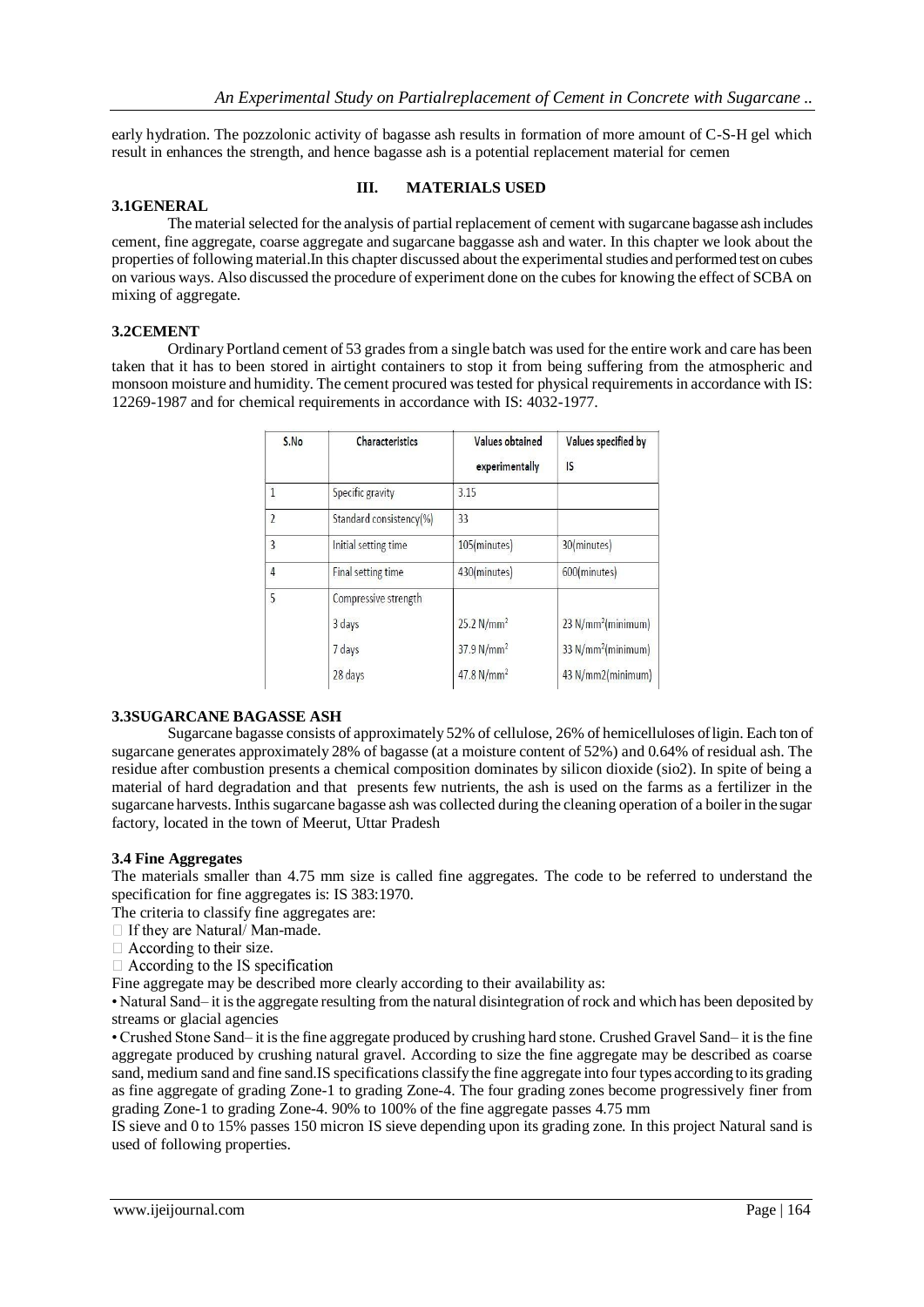early hydration. The pozzolonic activity of bagasse ash results in formation of more amount of C-S-H gel which result in enhances the strength, and hence bagasse ash is a potential replacement material for cemen

## III. MATERIALS USED

### 3.1GENERAL

The material selected for the analysis of partial replacement of cement with sugarcane bagasse ash includes cement, fine aggregate, coarse aggregate and sugarcane baggasse ash and water. In this chapter we look about the properties of following material.In this chapter discussed about the experimental studies and performed test on cubes on various ways. Also discussed the procedure of experiment done on the cubes for knowing the effect of SCBA on mixing of aggregate.

### 3.2CEMENT

Ordinary Portland cement of 53 grades from a single batch was used for the entire work and care has been taken that it has to been stored in airtight containers to stop it from being suffering from the atmospheric and monsoon moisture and humidity. The cement procured was tested for physical requirements in accordance with IS: 12269-1987 and for chemical requirements in accordance with IS: 4032-1977.

| S.No | Characteristics | Values obtained experimentally | Values specified by IS |
|---|---|---|---|
| 1 | Specific gravity | 3.15 | |
| 2 | Standard consistency(%) | 33 | |
| 3 | Initial setting time | 105(minutes) | 30(minutes) |
| 4 | Final setting time | 430(minutes) | 600(minutes) |
| 5 | Compressive strength | | |
| | 3 days | 25.2 N/mm$^2$ | 23 N/mm$^2$(minimum) |
| | 7 days | 37.9 N/mm$^2$ | 33 N/mm$^2$(minimum) |
| | 28 days | 47.8 N/mm$^2$ | 43 N/mm2(minimum) |

### 3.3SUGARCANE BAGASSE ASH

Sugarcane bagasse consists of approximately 52% of cellulose, 26% of hemicelluloses of ligin. Each ton of sugarcane generates approximately 28% of bagasse (at a moisture content of 52%) and 0.64% of residual ash. The residue after combustion presents a chemical composition dominates by silicon dioxide (sio2). In spite of being a material of hard degradation and that presents few nutrients, the ash is used on the farms as a fertilizer in the sugarcane harvests. Inthis sugarcane bagasse ash was collected during the cleaning operation of a boiler in the sugar factory, located in the town of Meerut, Uttar Pradesh

### 3.4 Fine Aggregates

The materials smaller than 4.75 mm size is called fine aggregates. The code to be referred to understand the specification for fine aggregates is: IS 383:1970.

The criteria to classify fine aggregates are:

- If they are Natural/ Man-made.
- According to their size.
- According to the IS specification

Fine aggregate may be described more clearly according to their availability as:

• Natural Sand– it is the aggregate resulting from the natural disintegration of rock and which has been deposited by streams or glacial agencies

• Crushed Stone Sand– it is the fine aggregate produced by crushing hard stone. Crushed Gravel Sand– it is the fine aggregate produced by crushing natural gravel. According to size the fine aggregate may be described as coarse sand, medium sand and fine sand.IS specifications classify the fine aggregate into four types according to its grading as fine aggregate of grading Zone-1 to grading Zone-4. The four grading zones become progressively finer from grading Zone-1 to grading Zone-4. 90% to 100% of the fine aggregate passes 4.75 mm

IS sieve and 0 to 15% passes 150 micron IS sieve depending upon its grading zone. In this project Natural sand is used of following properties.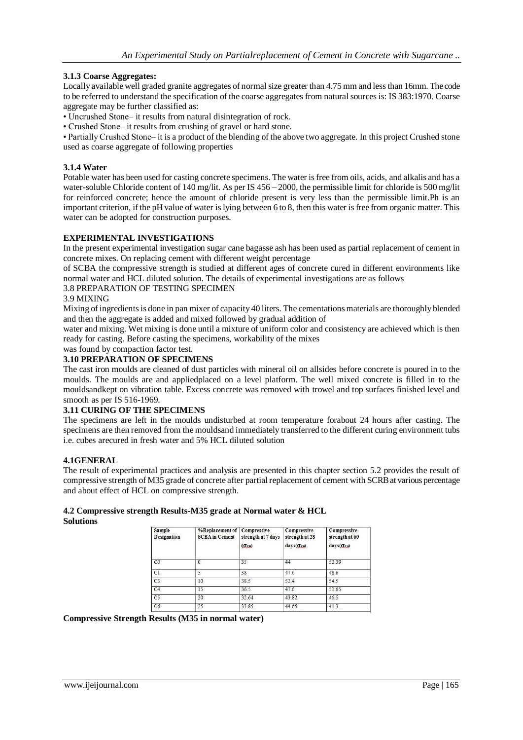### 3.1.3 Coarse Aggregates:

Locally available well graded granite aggregates of normal size greater than 4.75 mm and less than 16mm. The code to be referred to understand the specification of the coarse aggregates from natural sources is: IS 383:1970. Coarse aggregate may be further classified as:

- Uncrushed Stone– it results from natural disintegration of rock.
- Crushed Stone– it results from crushing of gravel or hard stone.
- Partially Crushed Stone– it is a product of the blending of the above two aggregate. In this project Crushed stone used as coarse aggregate of following properties

### 3.1.4 Water

Potable water has been used for casting concrete specimens. The water is free from oils, acids, and alkalis and has a water-soluble Chloride content of 140 mg/lit. As per IS 456 – 2000, the permissible limit for chloride is 500 mg/lit for reinforced concrete; hence the amount of chloride present is very less than the permissible limit.Ph is an important criterion, if the pH value of water is lying between 6 to 8, then this water is free from organic matter. This water can be adopted for construction purposes.

## EXPERIMENTAL INVESTIGATIONS

In the present experimental investigation sugar cane bagasse ash has been used as partial replacement of cement in concrete mixes. On replacing cement with different weight percentage

of SCBA the compressive strength is studied at different ages of concrete cured in different environments like normal water and HCL diluted solution. The details of experimental investigations are as follows

3.8 PREPARATION OF TESTING SPECIMEN

3.9 MIXING

Mixing of ingredients is done in pan mixer of capacity 40 liters. The cementations materials are thoroughly blended and then the aggregate is added and mixed followed by gradual addition of

water and mixing. Wet mixing is done until a mixture of uniform color and consistency are achieved which is then ready for casting. Before casting the specimens, workability of the mixes

was found by compaction factor test.

### 3.10 PREPARATION OF SPECIMENS

The cast iron moulds are cleaned of dust particles with mineral oil on allsides before concrete is poured in to the moulds. The moulds are and appliedplaced on a level platform. The well mixed concrete is filled in to the mouldsandkept on vibration table. Excess concrete was removed with trowel and top surfaces finished level and smooth as per IS 516-1969.

### 3.11 CURING OF THE SPECIMENS

The specimens are left in the moulds undisturbed at room temperature forabout 24 hours after casting. The specimens are then removed from the mouldsand immediately transferred to the different curing environment tubs i.e. cubes arecured in fresh water and 5% HCL diluted solution

## 4.1GENERAL

The result of experimental practices and analysis are presented in this chapter section 5.2 provides the result of compressive strength of M35 grade of concrete after partial replacement of cement with SCRB at various percentage and about effect of HCL on compressive strength.

### 4.2 Compressive strength Results-M35 grade at Normal water & HCL Solutions

| Sample Designation | %Replacement of SCBA in Cement | Compressive strength at 7 days ($\sigma_{cu}$) | Compressive strength at 28 days($\sigma_{cu}$) | Compressive strength at 60 days($\sigma_{cu}$) |
|---|---|---|---|---|
| C0 | 0 | 35 | 44 | 52.39 |
| C1 | 5 | 38 | 47.6 | 48.6 |
| C3 | 10 | 38.5 | 52.4 | 54.5 |
| C4 | 15 | 36.5 | 47.6 | 51.65 |
| C5 | 20 | 32.64 | 43.82 | 46.5 |
| C6 | 25 | 33.85 | 44.65 | 41.3 |

**Compressive Strength Results (M35 in normal water)**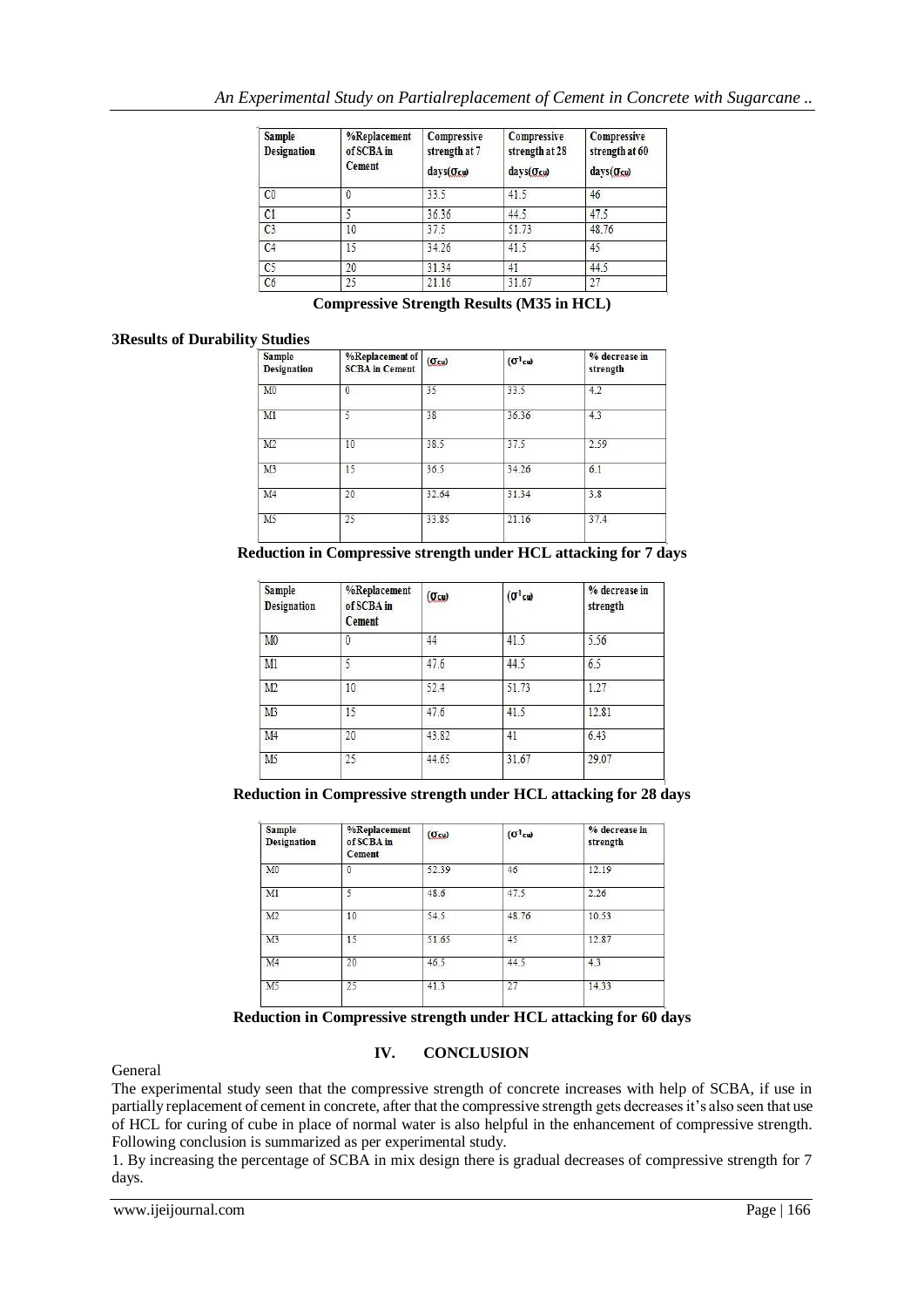| Sample Designation | %Replacement of SCBA in Cement | Compressive strength at 7 days($\sigma_{cu}$) | Compressive strength at 28 days($\sigma_{cu}$) | Compressive strength at 60 days($\sigma_{cu}$) |
|---|---|---|---|---|
| C0 | 0 | 33.5 | 41.5 | 46 |
| C1 | 5 | 36.36 | 44.5 | 47.5 |
| C3 | 10 | 37.5 | 51.73 | 48.76 |
| C4 | 15 | 34.26 | 41.5 | 45 |
| C5 | 20 | 31.34 | 41 | 44.5 |
| C6 | 25 | 21.16 | 31.67 | 27 |

**Compressive Strength Results (M35 in HCL)**

### 3Results of Durability Studies

| Sample Designation | %Replacement of SCBA in Cement | ($\sigma_{cu}$) | ($\sigma^1_{cu}$) | % decrease in strength |
|---|---|---|---|---|
| M0 | 0 | 35 | 33.5 | 4.2 |
| M1 | 5 | 38 | 36.36 | 4.3 |
| M2 | 10 | 38.5 | 37.5 | 2.59 |
| M3 | 15 | 36.5 | 34.26 | 6.1 |
| M4 | 20 | 32.64 | 31.34 | 3.8 |
| M5 | 25 | 33.85 | 21.16 | 37.4 |

**Reduction in Compressive strength under HCL attacking for 7 days**

| Sample Designation | %Replacement of SCBA in Cement | ($\sigma_{cu}$) | ($\sigma^1_{cu}$) | % decrease in strength |
|---|---|---|---|---|
| M0 | 0 | 44 | 41.5 | 5.56 |
| M1 | 5 | 47.6 | 44.5 | 6.5 |
| M2 | 10 | 52.4 | 51.73 | 1.27 |
| M3 | 15 | 47.6 | 41.5 | 12.81 |
| M4 | 20 | 43.82 | 41 | 6.43 |
| M5 | 25 | 44.65 | 31.67 | 29.07 |

**Reduction in Compressive strength under HCL attacking for 28 days**

| Sample Designation | %Replacement of SCBA in Cement | ($\sigma_{cu}$) | ($\sigma^1_{cu}$) | % decrease in strength |
|---|---|---|---|---|
| M0 | 0 | 52.39 | 46 | 12.19 |
| M1 | 5 | 48.6 | 47.5 | 2.26 |
| M2 | 10 | 54.5 | 48.76 | 10.53 |
| M3 | 15 | 51.65 | 45 | 12.87 |
| M4 | 20 | 46.5 | 44.5 | 4.3 |
| M5 | 25 | 41.3 | 27 | 14.33 |

**Reduction in Compressive strength under HCL attacking for 60 days**

## IV. CONCLUSION

General

The experimental study seen that the compressive strength of concrete increases with help of SCBA, if use in partially replacement of cement in concrete, after that the compressive strength gets decreases it's also seen that use of HCL for curing of cube in place of normal water is also helpful in the enhancement of compressive strength. Following conclusion is summarized as per experimental study.

1. By increasing the percentage of SCBA in mix design there is gradual decreases of compressive strength for 7 days.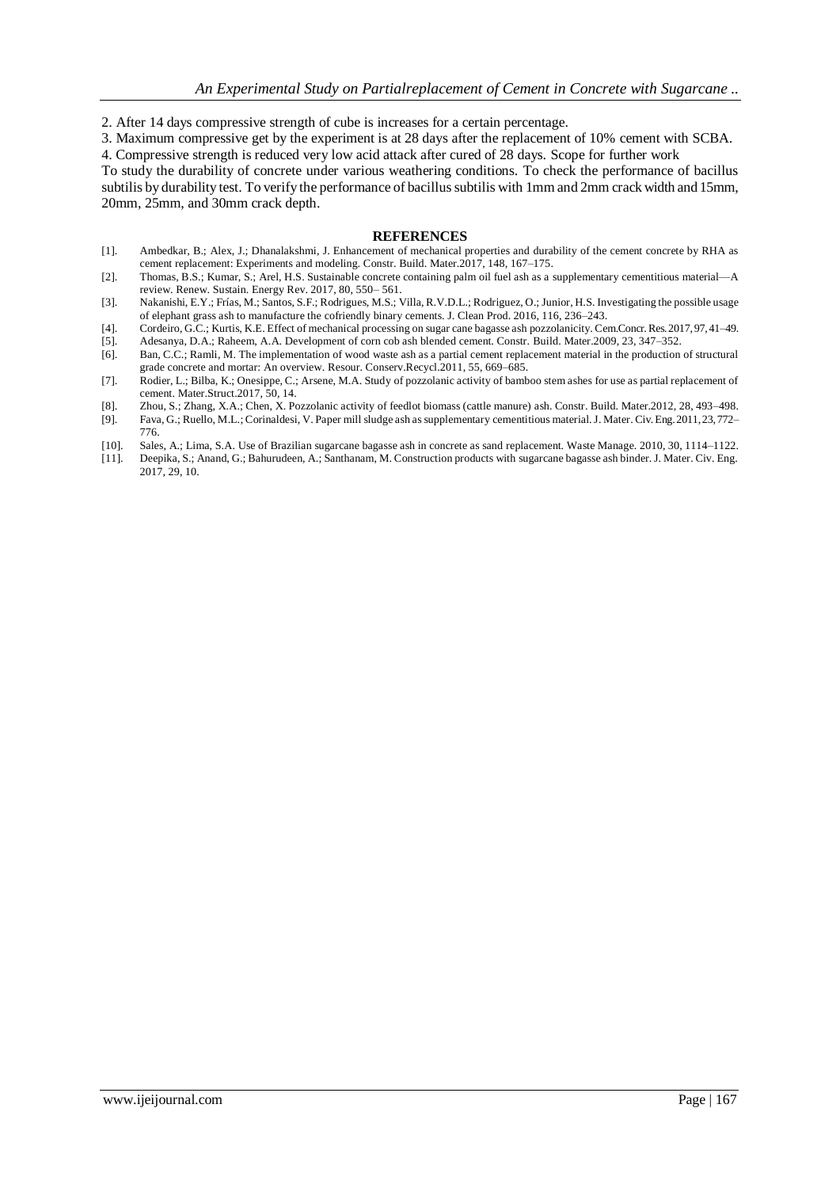2. After 14 days compressive strength of cube is increases for a certain percentage.

3. Maximum compressive get by the experiment is at 28 days after the replacement of 10% cement with SCBA.

4. Compressive strength is reduced very low acid attack after cured of 28 days. Scope for further work

To study the durability of concrete under various weathering conditions. To check the performance of bacillus subtilis by durability test. To verify the performance of bacillus subtilis with 1mm and 2mm crack width and 15mm, 20mm, 25mm, and 30mm crack depth.

## REFERENCES

[1]. Ambedkar, B.; Alex, J.; Dhanalakshmi, J. Enhancement of mechanical properties and durability of the cement concrete by RHA as cement replacement: Experiments and modeling. Constr. Build. Mater.2017, 148, 167–175.

[2]. Thomas, B.S.; Kumar, S.; Arel, H.S. Sustainable concrete containing palm oil fuel ash as a supplementary cementitious material—A review. Renew. Sustain. Energy Rev. 2017, 80, 550– 561.

[3]. Nakanishi, E.Y.; Frías, M.; Santos, S.F.; Rodrigues, M.S.; Villa, R.V.D.L.; Rodriguez, O.; Junior, H.S. Investigating the possible usage of elephant grass ash to manufacture the cofriendly binary cements. J. Clean Prod. 2016, 116, 236–243.

[4]. Cordeiro, G.C.; Kurtis, K.E. Effect of mechanical processing on sugar cane bagasse ash pozzolanicity. Cem.Concr. Res. 2017, 97, 41–49.

[5]. Adesanya, D.A.; Raheem, A.A. Development of corn cob ash blended cement. Constr. Build. Mater.2009, 23, 347–352.

[6]. Ban, C.C.; Ramli, M. The implementation of wood waste ash as a partial cement replacement material in the production of structural grade concrete and mortar: An overview. Resour. Conserv.Recycl.2011, 55, 669–685.

[7]. Rodier, L.; Bilba, K.; Onesippe, C.; Arsene, M.A. Study of pozzolanic activity of bamboo stem ashes for use as partial replacement of cement. Mater.Struct.2017, 50, 14.

[8]. Zhou, S.; Zhang, X.A.; Chen, X. Pozzolanic activity of feedlot biomass (cattle manure) ash. Constr. Build. Mater.2012, 28, 493–498.

[9]. Fava, G.; Ruello, M.L.; Corinaldesi, V. Paper mill sludge ash as supplementary cementitious material. J. Mater. Civ. Eng. 2011, 23, 772–776.

[10]. Sales, A.; Lima, S.A. Use of Brazilian sugarcane bagasse ash in concrete as sand replacement. Waste Manage. 2010, 30, 1114–1122.

[11]. Deepika, S.; Anand, G.; Bahurudeen, A.; Santhanam, M. Construction products with sugarcane bagasse ash binder. J. Mater. Civ. Eng. 2017, 29, 10.